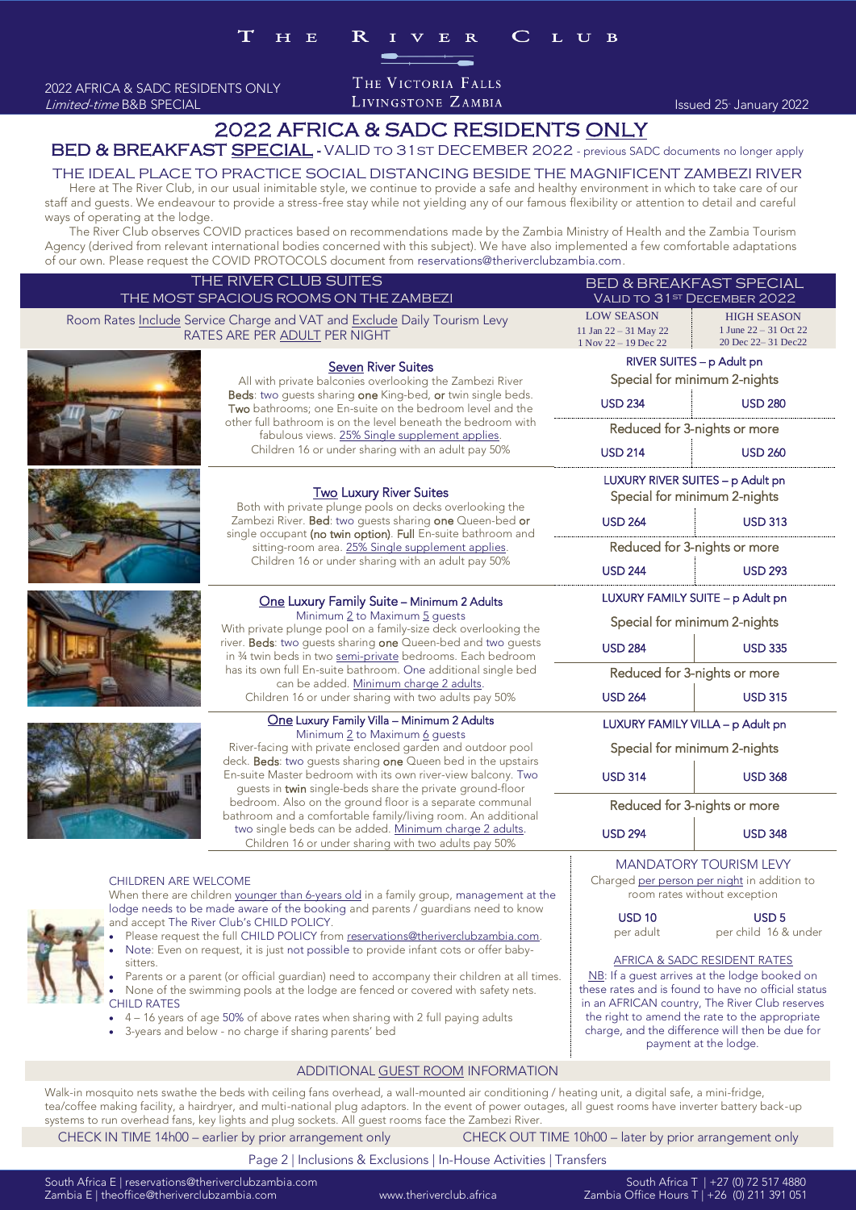# THE RIVER CLUB

THE VICTORIA FALLS
LIVINGSTONE ZAMBIA

2022 AFRICA & SADC RESIDENTS ONLY
*Limited-time* B&B SPECIAL

Issued 25 January 2022

## 2022 AFRICA & SADC RESIDENTS ONLY

### BED & BREAKFAST SPECIAL - VALID TO 31ST DECEMBER 2022 - previous SADC documents no longer apply

### THE IDEAL PLACE TO PRACTICE SOCIAL DISTANCING BESIDE THE MAGNIFICENT ZAMBEZI RIVER

Here at The River Club, in our usual inimitable style, we continue to provide a safe and healthy environment in which to take care of our staff and guests. We endeavour to provide a stress-free stay while not yielding any of our famous flexibility or attention to detail and careful ways of operating at the lodge.

The River Club observes COVID practices based on recommendations made by the Zambia Ministry of Health and the Zambia Tourism Agency (derived from relevant international bodies concerned with this subject). We have also implemented a few comfortable adaptations of our own. Please request the COVID PROTOCOLS document from reservations@theriverclubzambia.com.

| THE RIVER CLUB SUITES – THE MOST SPACIOUS ROOMS ON THE ZAMBEZI | BED & BREAKFAST SPECIAL VALID TO 31ST DECEMBER 2022 | |
|---|---|---|
| Room Rates Include Service Charge and VAT and Exclude Daily Tourism Levy. RATES ARE PER ADULT PER NIGHT | LOW SEASON 11 Jan 22 – 31 May 22; 1 Nov 22 – 19 Dec 22 | HIGH SEASON 1 June 22 – 31 Oct 22; 20 Dec 22 – 31 Dec22 |
| **Seven River Suites** – All with private balconies overlooking the Zambezi River. **Beds**: two guests sharing **one** King-bed, **or** twin single beds. **Two** bathrooms; one En-suite on the bedroom level and the other full bathroom is on the level beneath the bedroom with fabulous views. 25% Single supplement applies. Children 16 or under sharing with an adult pay 50% | RIVER SUITES – p Adult pn | |
| | Special for minimum 2-nights | |
| | USD 234 | USD 280 |
| | Reduced for 3-nights or more | |
| | USD 214 | USD 260 |
| **Two Luxury River Suites** – Both with private plunge pools on decks overlooking the Zambezi River. **Bed**: two guests sharing **one** Queen-bed **or** single occupant **(no twin option)**. **Full** En-suite bathroom and sitting-room area. 25% Single supplement applies. Children 16 or under sharing with an adult pay 50% | LUXURY RIVER SUITES – p Adult pn | |
| | Special for minimum 2-nights | |
| | USD 264 | USD 313 |
| | Reduced for 3-nights or more | |
| | USD 244 | USD 293 |
| **One Luxury Family Suite – Minimum 2 Adults** – Minimum 2 to Maximum 5 guests. With private plunge pool on a family-size deck overlooking the river. **Beds**: two guests sharing **one** Queen-bed and two guests in ¾ twin beds in two semi-private bedrooms. Each bedroom has its own full En-suite bathroom. One additional single bed can be added. Minimum charge 2 adults. Children 16 or under sharing with two adults pay 50% | LUXURY FAMILY SUITE – p Adult pn | |
| | Special for minimum 2-nights | |
| | USD 284 | USD 335 |
| | Reduced for 3-nights or more | |
| | USD 264 | USD 315 |
| **One Luxury Family Villa – Minimum 2 Adults** – Minimum 2 to Maximum 6 guests. River-facing with private enclosed garden and outdoor pool deck. **Beds**: two guests sharing **one** Queen bed in the upstairs En-suite Master bedroom with its own river-view balcony. Two guests in **twin** single-beds share the private ground-floor bedroom. Also on the ground floor is a separate communal bathroom and a comfortable family/living room. An additional two single beds can be added. Minimum charge 2 adults. Children 16 or under sharing with two adults pay 50% | LUXURY FAMILY VILLA – p Adult pn | |
| | Special for minimum 2-nights | |
| | USD 314 | USD 368 |
| | Reduced for 3-nights or more | |
| | USD 294 | USD 348 |

### CHILDREN ARE WELCOME

When there are children younger than 6-years old in a family group, management at the lodge needs to be made aware of the booking and parents / guardians need to know and accept The River Club's CHILD POLICY.

- Please request the full CHILD POLICY from reservations@theriverclubzambia.com.
- Note: Even on request, it is just not possible to provide infant cots or offer baby-sitters.
- Parents or a parent (or official guardian) need to accompany their children at all times.
- None of the swimming pools at the lodge are fenced or covered with safety nets.

CHILD RATES

- 4 – 16 years of age 50% of above rates when sharing with 2 full paying adults
- 3-years and below - no charge if sharing parents' bed

### MANDATORY TOURISM LEVY

Charged per person per night in addition to room rates without exception

| | |
|---|---|
| USD 10 per adult | USD 5 per child 16 & under |

AFRICA & SADC RESIDENT RATES

NB: If a guest arrives at the lodge booked on these rates and is found to have no official status in an AFRICAN country, The River Club reserves the right to amend the rate to the appropriate charge, and the difference will then be due for payment at the lodge.

### ADDITIONAL GUEST ROOM INFORMATION

Walk-in mosquito nets swathe the beds with ceiling fans overhead, a wall-mounted air conditioning / heating unit, a digital safe, a mini-fridge, tea/coffee making facility, a hairdryer, and multi-national plug adaptors. In the event of power outages, all guest rooms have inverter battery back-up systems to run overhead fans, key lights and plug sockets. All guest rooms face the Zambezi River.

CHECK IN TIME 14h00 – earlier by prior arrangement only | CHECK OUT TIME 10h00 – later by prior arrangement only

Page 2 | Inclusions & Exclusions | In-House Activities | Transfers

South Africa E | reservations@theriverclubzambia.com
Zambia E | theoffice@theriverclubzambia.com
www.theriverclub.africa
South Africa T | +27 (0) 72 517 4880
Zambia Office Hours T | +26 (0) 211 391 051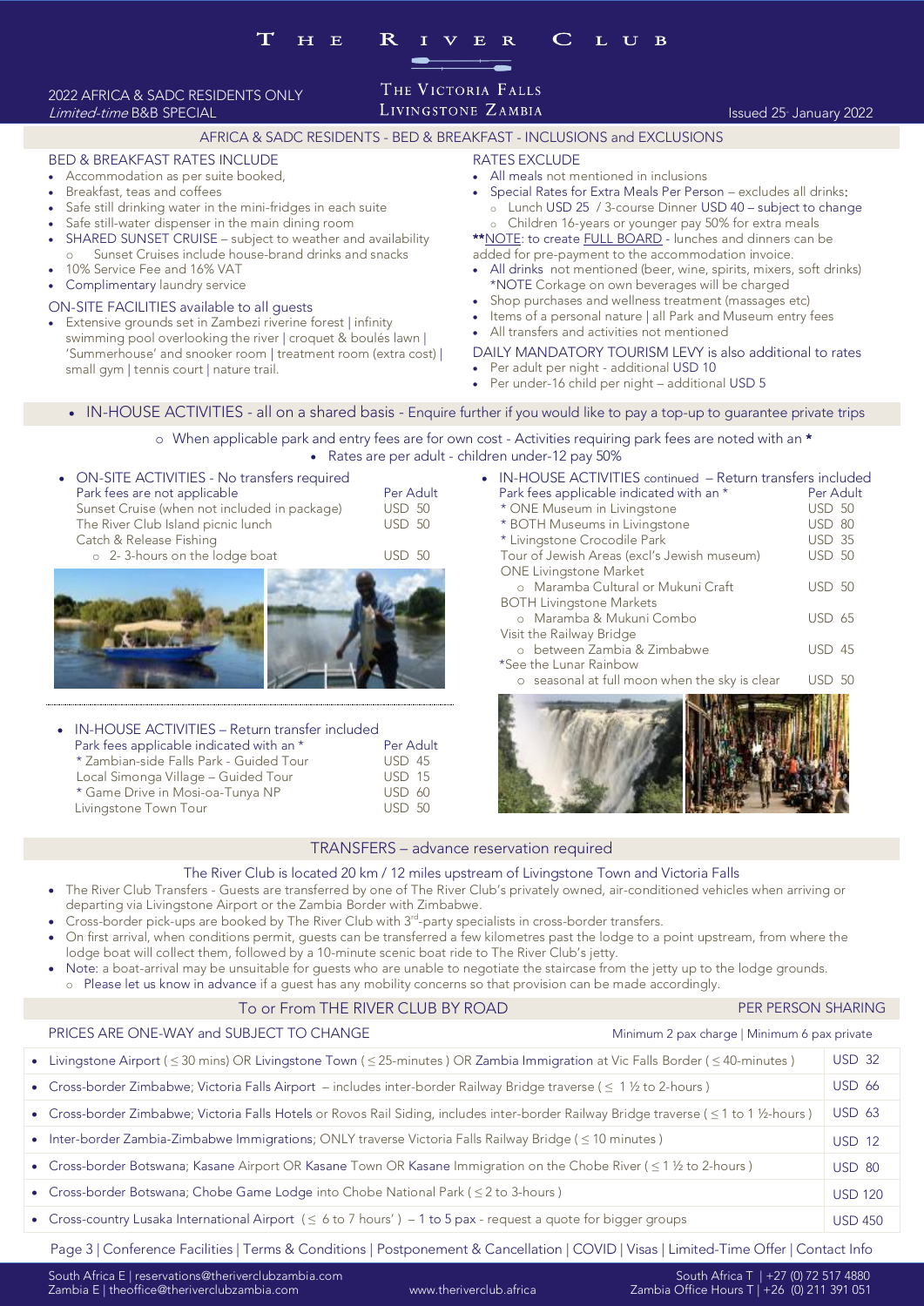# THE RIVER CLUB

THE VICTORIA FALLS
LIVINGSTONE ZAMBIA

2022 AFRICA & SADC RESIDENTS ONLY
*Limited-time* B&B SPECIAL

Issued 25 January 2022

## AFRICA & SADC RESIDENTS - BED & BREAKFAST - INCLUSIONS and EXCLUSIONS

### BED & BREAKFAST RATES INCLUDE

- Accommodation as per suite booked,
- Breakfast, teas and coffees
- Safe still drinking water in the mini-fridges in each suite
- Safe still-water dispenser in the main dining room
- SHARED SUNSET CRUISE – subject to weather and availability
  - Sunset Cruises include house-brand drinks and snacks
- 10% Service Fee and 16% VAT
- Complimentary laundry service

### ON-SITE FACILITIES available to all guests

- Extensive grounds set in Zambezi riverine forest | infinity swimming pool overlooking the river | croquet & boulés lawn | 'Summerhouse' and snooker room | treatment room (extra cost) | small gym | tennis court | nature trail.

### RATES EXCLUDE

- All meals not mentioned in inclusions
- Special Rates for Extra Meals Per Person – excludes all drinks:
  - Lunch USD 25 / 3-course Dinner USD 40 – subject to change
  - Children 16-years or younger pay 50% for extra meals

**NOTE: to create FULL BOARD - lunches and dinners can be added for pre-payment to the accommodation invoice.

- All drinks not mentioned (beer, wine, spirits, mixers, soft drinks)
  *NOTE Corkage on own beverages will be charged
- Shop purchases and wellness treatment (massages etc)
- Items of a personal nature | all Park and Museum entry fees
- All transfers and activities not mentioned

### DAILY MANDATORY TOURISM LEVY is also additional to rates

- Per adult per night - additional USD 10
- Per under-16 child per night – additional USD 5

## IN-HOUSE ACTIVITIES - all on a shared basis - Enquire further if you would like to pay a top-up to guarantee private trips

- When applicable park and entry fees are for own cost - Activities requiring park fees are noted with an *
- Rates are per adult - children under-12 pay 50%

### ON-SITE ACTIVITIES - No transfers required

| Park fees are not applicable | Per Adult |
|---|---|
| Sunset Cruise (when not included in package) | USD 50 |
| The River Club Island picnic lunch | USD 50 |
| Catch & Release Fishing – 2- 3-hours on the lodge boat | USD 50 |

### IN-HOUSE ACTIVITIES – Return transfer included

| Park fees applicable indicated with an * | Per Adult |
|---|---|
| * Zambian-side Falls Park - Guided Tour | USD 45 |
| Local Simonga Village – Guided Tour | USD 15 |
| * Game Drive in Mosi-oa-Tunya NP | USD 60 |
| Livingstone Town Tour | USD 50 |

### IN-HOUSE ACTIVITIES continued – Return transfers included

| Park fees applicable indicated with an * | Per Adult |
|---|---|
| * ONE Museum in Livingstone | USD 50 |
| * BOTH Museums in Livingstone | USD 80 |
| * Livingstone Crocodile Park | USD 35 |
| Tour of Jewish Areas (excl's Jewish museum) | USD 50 |
| ONE Livingstone Market – Maramba Cultural or Mukuni Craft | USD 50 |
| BOTH Livingstone Markets – Maramba & Mukuni Combo | USD 65 |
| Visit the Railway Bridge – between Zambia & Zimbabwe | USD 45 |
| *See the Lunar Rainbow – seasonal at full moon when the sky is clear | USD 50 |

## TRANSFERS – advance reservation required

The River Club is located 20 km / 12 miles upstream of Livingstone Town and Victoria Falls

- The River Club Transfers - Guests are transferred by one of The River Club's privately owned, air-conditioned vehicles when arriving or departing via Livingstone Airport or the Zambia Border with Zimbabwe.
- Cross-border pick-ups are booked by The River Club with 3rd-party specialists in cross-border transfers.
- On first arrival, when conditions permit, guests can be transferred a few kilometres past the lodge to a point upstream, from where the lodge boat will collect them, followed by a 10-minute scenic boat ride to The River Club's jetty.
- Note: a boat-arrival may be unsuitable for guests who are unable to negotiate the staircase from the jetty up to the lodge grounds.
  - Please let us know in advance if a guest has any mobility concerns so that provision can be made accordingly.

### To or From THE RIVER CLUB BY ROAD — PER PERSON SHARING

PRICES ARE ONE-WAY and SUBJECT TO CHANGE — Minimum 2 pax charge | Minimum 6 pax private

| | |
|---|---|
| Livingstone Airport ( ≤ 30 mins) OR Livingstone Town ( ≤ 25-minutes ) OR Zambia Immigration at Vic Falls Border ( ≤ 40-minutes ) | USD 32 |
| Cross-border Zimbabwe; Victoria Falls Airport – includes inter-border Railway Bridge traverse ( ≤ 1 ½ to 2-hours ) | USD 66 |
| Cross-border Zimbabwe; Victoria Falls Hotels or Rovos Rail Siding, includes inter-border Railway Bridge traverse ( ≤ 1 to 1 ½-hours ) | USD 63 |
| Inter-border Zambia-Zimbabwe Immigrations; ONLY traverse Victoria Falls Railway Bridge ( ≤ 10 minutes ) | USD 12 |
| Cross-border Botswana; Kasane Airport OR Kasane Town OR Kasane Immigration on the Chobe River ( ≤ 1 ½ to 2-hours ) | USD 80 |
| Cross-border Botswana; Chobe Game Lodge into Chobe National Park ( ≤ 2 to 3-hours ) | USD 120 |
| Cross-country Lusaka International Airport ( ≤ 6 to 7 hours' ) – 1 to 5 pax - request a quote for bigger groups | USD 450 |

Page 3 | Conference Facilities | Terms & Conditions | Postponement & Cancellation | COVID | Visas | Limited-Time Offer | Contact Info

South Africa E | reservations@theriverclubzambia.com
Zambia E | theoffice@theriverclubzambia.com
www.theriverclub.africa
South Africa T | +27 (0) 72 517 4880
Zambia Office Hours T | +26 (0) 211 391 051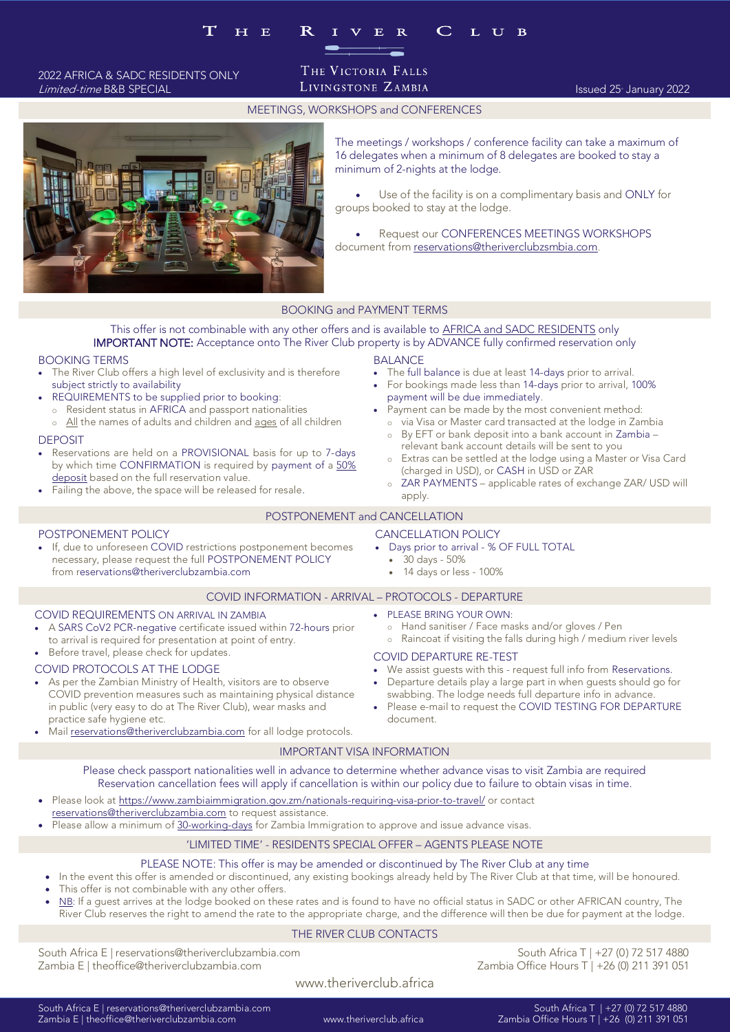# THE RIVER CLUB

2022 AFRICA & SADC RESIDENTS ONLY
*Limited-time* B&B SPECIAL

THE VICTORIA FALLS
LIVINGSTONE ZAMBIA

Issued 25 January 2022

## MEETINGS, WORKSHOPS and CONFERENCES

The meetings / workshops / conference facility can take a maximum of 16 delegates when a minimum of 8 delegates are booked to stay a minimum of 2-nights at the lodge.

- Use of the facility is on a complimentary basis and ONLY for groups booked to stay at the lodge.
- Request our CONFERENCES MEETINGS WORKSHOPS document from reservations@theriverclubzsmbia.com.

## BOOKING and PAYMENT TERMS

This offer is not combinable with any other offers and is available to AFRICA and SADC RESIDENTS only
**IMPORTANT NOTE:** Acceptance onto The River Club property is by ADVANCE fully confirmed reservation only

### BOOKING TERMS

- The River Club offers a high level of exclusivity and is therefore subject strictly to availability
- REQUIREMENTS to be supplied prior to booking:
  - Resident status in AFRICA and passport nationalities
  - All the names of adults and children and ages of all children

### DEPOSIT

- Reservations are held on a PROVISIONAL basis for up to 7-days by which time CONFIRMATION is required by payment of a 50% deposit based on the full reservation value.
- Failing the above, the space will be released for resale.

### BALANCE

- The full balance is due at least 14-days prior to arrival.
- For bookings made less than 14-days prior to arrival, 100% payment will be due immediately.
- Payment can be made by the most convenient method:
  - via Visa or Master card transacted at the lodge in Zambia
  - By EFT or bank deposit into a bank account in Zambia – relevant bank account details will be sent to you
  - Extras can be settled at the lodge using a Master or Visa Card (charged in USD), or CASH in USD or ZAR
  - ZAR PAYMENTS – applicable rates of exchange ZAR/ USD will apply.

## POSTPONEMENT and CANCELLATION

### POSTPONEMENT POLICY

- If, due to unforeseen COVID restrictions postponement becomes necessary, please request the full POSTPONEMENT POLICY from reservations@theriverclubzambia.com

### CANCELLATION POLICY

- Days prior to arrival - % OF FULL TOTAL
  - 30 days - 50%
  - 14 days or less - 100%

## COVID INFORMATION - ARRIVAL – PROTOCOLS - DEPARTURE

### COVID REQUIREMENTS ON ARRIVAL IN ZAMBIA

- A SARS CoV2 PCR-negative certificate issued within 72-hours prior to arrival is required for presentation at point of entry.
- Before travel, please check for updates.

### COVID PROTOCOLS AT THE LODGE

- As per the Zambian Ministry of Health, visitors are to observe COVID prevention measures such as maintaining physical distance in public (very easy to do at The River Club), wear masks and practice safe hygiene etc.
- Mail reservations@theriverclubzambia.com for all lodge protocols.

- PLEASE BRING YOUR OWN:
  - Hand sanitiser / Face masks and/or gloves / Pen
  - Raincoat if visiting the falls during high / medium river levels

### COVID DEPARTURE RE-TEST

- We assist guests with this - request full info from Reservations.
- Departure details play a large part in when guests should go for swabbing. The lodge needs full departure info in advance.
- Please e-mail to request the COVID TESTING FOR DEPARTURE document.

## IMPORTANT VISA INFORMATION

Please check passport nationalities well in advance to determine whether advance visas to visit Zambia are required
Reservation cancellation fees will apply if cancellation is within our policy due to failure to obtain visas in time.

- Please look at https://www.zambiaimmigration.gov.zm/nationals-requiring-visa-prior-to-travel/ or contact reservations@theriverclubzambia.com to request assistance.
- Please allow a minimum of 30-working-days for Zambia Immigration to approve and issue advance visas.

## 'LIMITED TIME' - RESIDENTS SPECIAL OFFER – AGENTS PLEASE NOTE

PLEASE NOTE: This offer is may be amended or discontinued by The River Club at any time

- In the event this offer is amended or discontinued, any existing bookings already held by The River Club at that time, will be honoured.
- This offer is not combinable with any other offers.
- NB: If a guest arrives at the lodge booked on these rates and is found to have no official status in SADC or other AFRICAN country, The River Club reserves the right to amend the rate to the appropriate charge, and the difference will then be due for payment at the lodge.

## THE RIVER CLUB CONTACTS

South Africa E | reservations@theriverclubzambia.com
Zambia E | theoffice@theriverclubzambia.com

South Africa T | +27 (0) 72 517 4880
Zambia Office Hours T | +26 (0) 211 391 051

www.theriverclub.africa